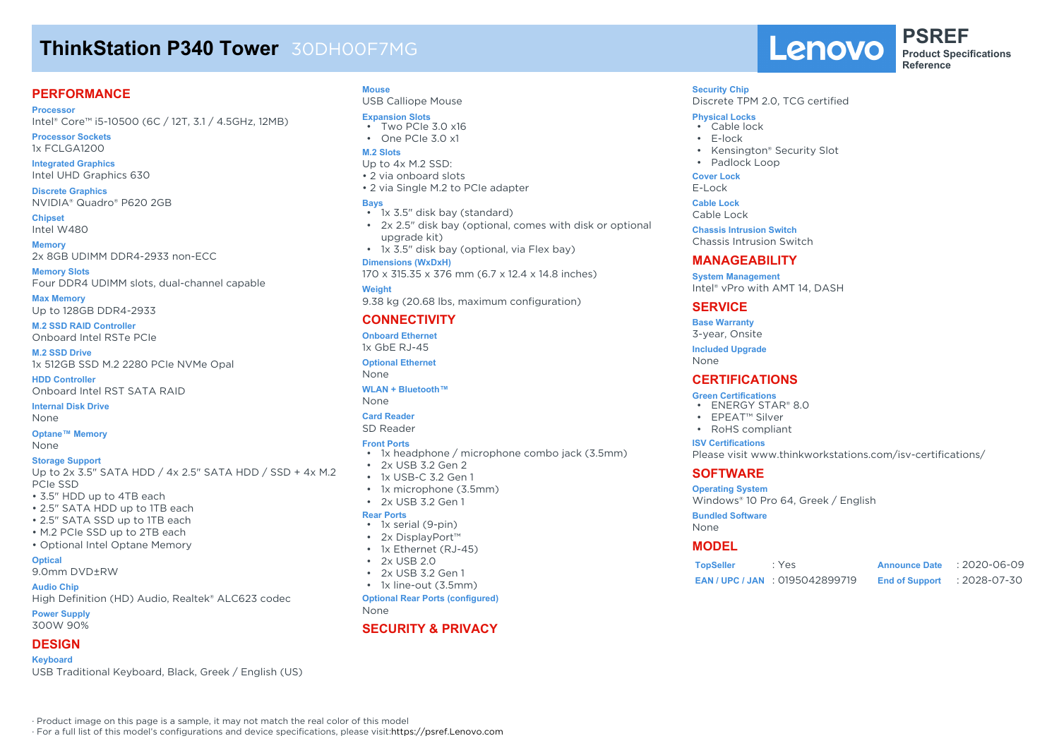# ThinkStation P340 Tower 30DH00F7MG

Lenovo PSREF Product Specifications Reference

## PERFORMANCE

**Processor**
Intel® Core™ i5-10500 (6C / 12T, 3.1 / 4.5GHz, 12MB)

**Processor Sockets**
1x FCLGA1200

**Integrated Graphics**
Intel UHD Graphics 630

**Discrete Graphics**
NVIDIA® Quadro® P620 2GB

**Chipset**
Intel W480

**Memory**
2x 8GB UDIMM DDR4-2933 non-ECC

**Memory Slots**
Four DDR4 UDIMM slots, dual-channel capable

**Max Memory**
Up to 128GB DDR4-2933

**M.2 SSD RAID Controller**
Onboard Intel RSTe PCIe

**M.2 SSD Drive**
1x 512GB SSD M.2 2280 PCIe NVMe Opal

**HDD Controller**
Onboard Intel RST SATA RAID

**Internal Disk Drive**
None

**Optane™ Memory**
None

**Storage Support**
Up to 2x 3.5" SATA HDD / 4x 2.5" SATA HDD / SSD + 4x M.2 PCIe SSD
- 3.5" HDD up to 4TB each
- 2.5" SATA HDD up to 1TB each
- 2.5" SATA SSD up to 1TB each
- M.2 PCIe SSD up to 2TB each
- Optional Intel Optane Memory

**Optical**
9.0mm DVD±RW

**Audio Chip**
High Definition (HD) Audio, Realtek® ALC623 codec

**Power Supply**
300W 90%

## DESIGN

**Keyboard**
USB Traditional Keyboard, Black, Greek / English (US)

**Mouse**
USB Calliope Mouse

**Expansion Slots**
- Two PCIe 3.0 x16
- One PCIe 3.0 x1

**M.2 Slots**
Up to 4x M.2 SSD:
- 2 via onboard slots
- 2 via Single M.2 to PCIe adapter

**Bays**
- 1x 3.5" disk bay (standard)
- 2x 2.5" disk bay (optional, comes with disk or optional upgrade kit)
- 1x 3.5" disk bay (optional, via Flex bay)

**Dimensions (WxDxH)**
170 x 315.35 x 376 mm (6.7 x 12.4 x 14.8 inches)

**Weight**
9.38 kg (20.68 lbs, maximum configuration)

## CONNECTIVITY

**Onboard Ethernet**
1x GbE RJ-45

**Optional Ethernet**
None

**WLAN + Bluetooth™**
None

**Card Reader**
SD Reader

**Front Ports**
- 1x headphone / microphone combo jack (3.5mm)
- 2x USB 3.2 Gen 2
- 1x USB-C 3.2 Gen 1
- 1x microphone (3.5mm)
- 2x USB 3.2 Gen 1

**Rear Ports**
- 1x serial (9-pin)
- 2x DisplayPort™
- 1x Ethernet (RJ-45)
- 2x USB 2.0
- 2x USB 3.2 Gen 1
- 1x line-out (3.5mm)

**Optional Rear Ports (configured)**
None

## SECURITY & PRIVACY

**Security Chip**
Discrete TPM 2.0, TCG certified

**Physical Locks**
- Cable lock
- E-lock
- Kensington® Security Slot
- Padlock Loop

**Cover Lock**
E-Lock

**Cable Lock**
Cable Lock

**Chassis Intrusion Switch**
Chassis Intrusion Switch

## MANAGEABILITY

**System Management**
Intel® vPro with AMT 14, DASH

## SERVICE

**Base Warranty**
3-year, Onsite

**Included Upgrade**
None

## CERTIFICATIONS

**Green Certifications**
- ENERGY STAR® 8.0
- EPEAT™ Silver
- RoHS compliant

**ISV Certifications**
Please visit www.thinkworkstations.com/isv-certifications/

## SOFTWARE

**Operating System**
Windows® 10 Pro 64, Greek / English

**Bundled Software**
None

## MODEL

| | | | |
|---|---|---|---|
| TopSeller | : Yes | Announce Date | : 2020-06-09 |
| EAN / UPC / JAN | : 0195042899719 | End of Support | : 2028-07-30 |

· Product image on this page is a sample, it may not match the real color of this model
· For a full list of this model's configurations and device specifications, please visit:https://psref.Lenovo.com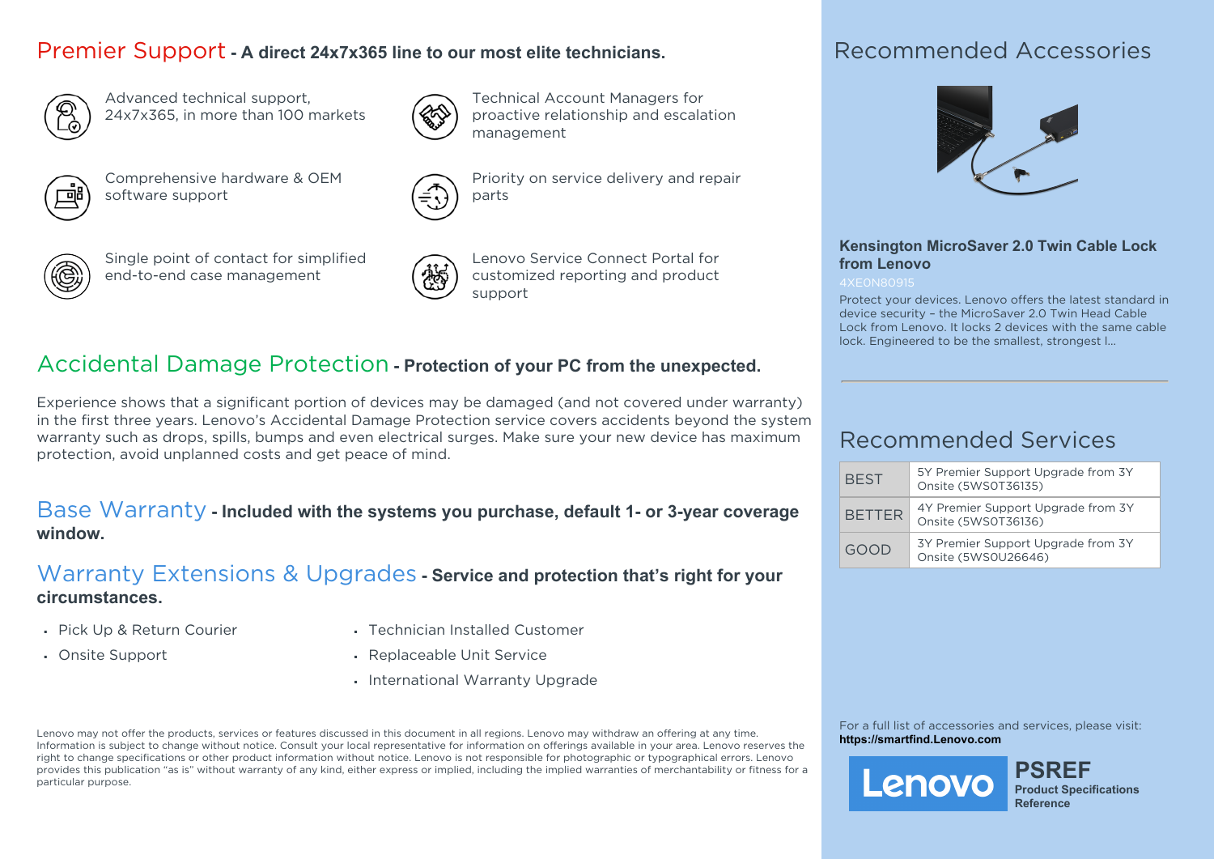## Premier Support - A direct 24x7x365 line to our most elite technicians.

- Advanced technical support, 24x7x365, in more than 100 markets
- Technical Account Managers for proactive relationship and escalation management
- Comprehensive hardware & OEM software support
- Priority on service delivery and repair parts
- Single point of contact for simplified end-to-end case management
- Lenovo Service Connect Portal for customized reporting and product support

## Accidental Damage Protection - Protection of your PC from the unexpected.

Experience shows that a significant portion of devices may be damaged (and not covered under warranty) in the first three years. Lenovo's Accidental Damage Protection service covers accidents beyond the system warranty such as drops, spills, bumps and even electrical surges. Make sure your new device has maximum protection, avoid unplanned costs and get peace of mind.

## Base Warranty - Included with the systems you purchase, default 1- or 3-year coverage window.

## Warranty Extensions & Upgrades - Service and protection that's right for your circumstances.

- Pick Up & Return Courier
- Onsite Support
- Technician Installed Customer
- Replaceable Unit Service
- International Warranty Upgrade

Lenovo may not offer the products, services or features discussed in this document in all regions. Lenovo may withdraw an offering at any time. Information is subject to change without notice. Consult your local representative for information on offerings available in your area. Lenovo reserves the right to change specifications or other product information without notice. Lenovo is not responsible for photographic or typographical errors. Lenovo provides this publication "as is" without warranty of any kind, either express or implied, including the implied warranties of merchantability or fitness for a particular purpose.

## Recommended Accessories

**Kensington MicroSaver 2.0 Twin Cable Lock from Lenovo**

4XE0N80915

Protect your devices. Lenovo offers the latest standard in device security – the MicroSaver 2.0 Twin Head Cable Lock from Lenovo. It locks 2 devices with the same cable lock. Engineered to be the smallest, strongest l...

## Recommended Services

| | |
|---|---|
| BEST | 5Y Premier Support Upgrade from 3Y Onsite (5WS0T36135) |
| BETTER | 4Y Premier Support Upgrade from 3Y Onsite (5WS0T36136) |
| GOOD | 3Y Premier Support Upgrade from 3Y Onsite (5WS0U26646) |

For a full list of accessories and services, please visit: **https://smartfind.Lenovo.com**

Lenovo **PSREF** Product Specifications Reference